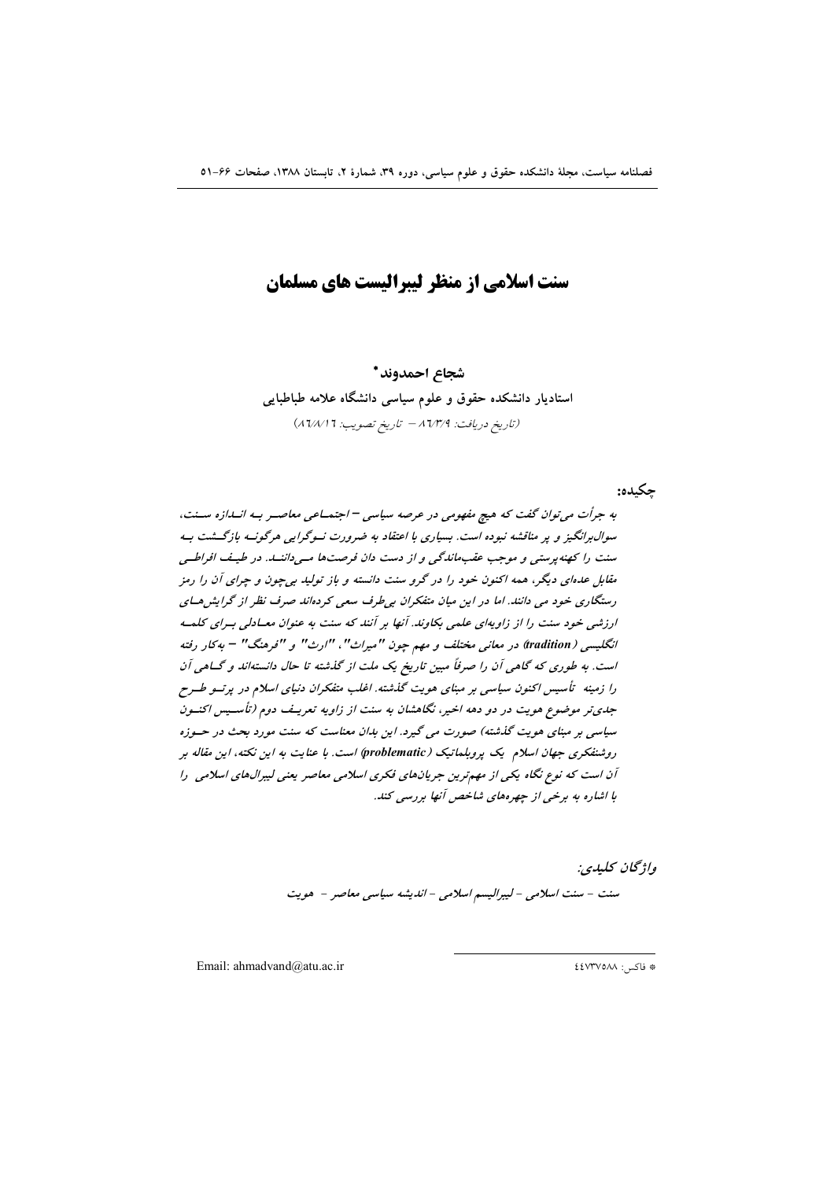# سنت اسلامی از منظر لیبرالیست های مسلمان

**شجاع احمدوند***

**استادیار دانشکده حقوق و علوم سیاسی دانشگاه علامه طباطبایی**

(تاریخ دریافت: ۸۶/۳/۹ – تاریخ تصویب: ۸۶/۸/۱۶)

**چکیده:**

*به جرأت می‌توان گفت که هیچ مفهومی در عرصه سیاسی – اجتماعی معاصر به اندازه سنت، سوال‌برانگیز و پر مناقشه نبوده است. بسیاری با اعتقاد به ضرورت نوگرایی هرگونه بازگشت به سنت را کهنه‌پرستی و موجب عقب‌ماندگی و از دست دان فرصت‌ها می‌دانند. در طیف افراطی مقابل عده‌ای دیگر، همه اکنون خود را در گرو سنت دانسته و باز تولید بی‌چون و چرای آن را رمز رستگاری خود می دانند. اما در این میان متفکران بی‌طرف سعی کرده‌اند صرف نظر از گرایش‌های ارزشی خود سنت را از زاویه‌ای علمی بکاوند. آنها بر آنند که سنت به عنوان معادلی برای کلمه انگلیسی (tradition) در معانی مختلف و مهم چون "میراث"، "ارث" و "فرهنگ" – به‌کار رفته است. به طوری که گاهی آن را صرفاً مبین تاریخ یک ملت از گذشته تا حال دانسته‌اند و گاهی آن را زمینه تأسیس اکنون سیاسی بر مبنای هویت گذشته. اغلب متفکران دنیای اسلام در پرتو طرح جدی‌تر موضوع هویت در دو دهه اخیر، نگاهشان به سنت از زاویه تعریف دوم (تأسیس اکنون سیاسی بر مبنای هویت گذشته) صورت می گیرد. این بدان معناست که سنت مورد بحث در حوزه روشنفکری جهان اسلام یک پروبلماتیک (problematic) است. با عنایت به این نکته، این مقاله بر آن است که نوع نگاه یکی از مهم‌ترین جریان‌های فکری اسلامی معاصر یعنی لیبرال‌های اسلامی را با اشاره به برخی از چهره‌های شاخص آنها بررسی کند.*

*واژگان کلیدی:*

*سنت – سنت اسلامی – لیبرالیسم اسلامی – اندیشه سیاسی معاصر – هویت*

---

* فاکس: ۴۴۷۳۷۵۸۸

Email: ahmadvand@atu.ac.ir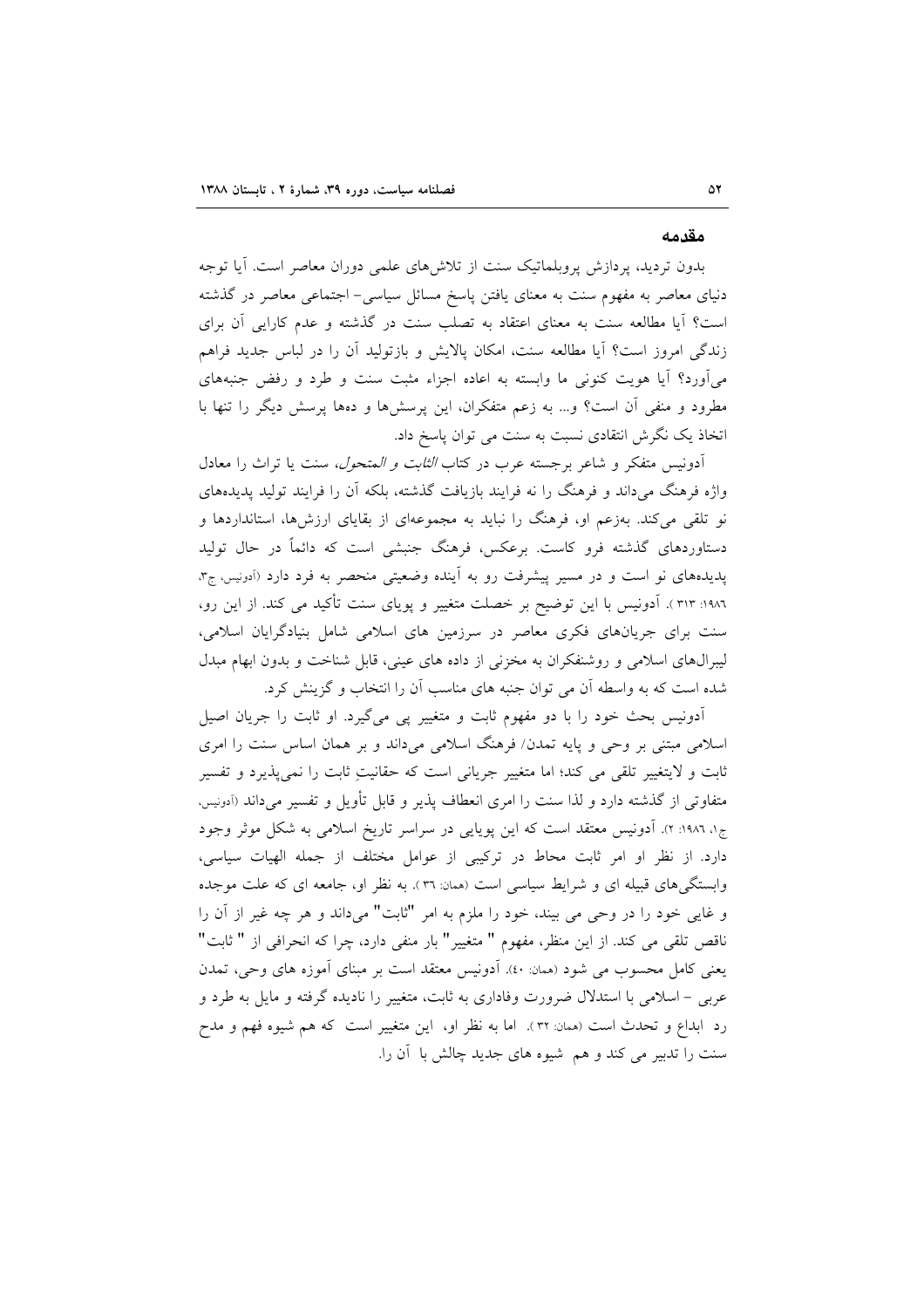## مقدمه

بدون تردید، پردازش پروبلماتیک سنت از تلاش‌های علمی دوران معاصر است. آیا توجه دنیای معاصر به مفهوم سنت به معنای یافتن پاسخ مسائل سیاسی- اجتماعی معاصر در گذشته است؟ آیا مطالعه سنت به معنای اعتقاد به تصلب سنت در گذشته و عدم کارایی آن برای زندگی امروز است؟ آیا مطالعه سنت، امکان پالایش و بازتولید آن را در لباس جدید فراهم می‌آورد؟ آیا هویت کنونی ما وابسته به اعاده اجزاء مثبت سنت و طرد و رفض جنبه‌های مطرود و منفی آن است؟ و... به زعم متفکران، این پرسش‌ها و ده‌ها پرسش دیگر را تنها با اتخاذ یک نگرش انتقادی نسبت به سنت می توان پاسخ داد.

آدونیس متفکر و شاعر برجسته عرب در کتاب *الثابت و المتحول*، سنت یا تراث را معادل واژه فرهنگ می‌داند و فرهنگ را نه فرایند بازیافت گذشته، بلکه آن را فرایند تولید پدیده‌های نو تلقی می‌کند. به‌زعم او، فرهنگ را نباید به مجموعه‌ای از بقایای ارزش‌ها، استانداردها و دستاوردهای گذشته فرو کاست. برعکس، فرهنگ جنبشی است که دائماً در حال تولید پدیده‌های نو است و در مسیر پیشرفت رو به آینده وضعیتی منحصر به فرد دارد (آدونیس، ج۳، ۱۹۸٦: ۳۱۳ ). آدونیس با این توضیح بر خصلت متغیر و پویای سنت تأکید می کند. از این رو، سنت برای جریان‌های فکری معاصر در سرزمین های اسلامی شامل بنیادگرایان اسلامی، لیبرال‌های اسلامی و روشنفکران به مخزنی از داده های عینی، قابل شناخت و بدون ابهام مبدل شده است که به واسطه آن می توان جنبه های مناسب آن را انتخاب و گزینش کرد.

آدونیس بحث خود را با دو مفهوم ثابت و متغییر پی می‌گیرد. او ثابت را جریان اصیل اسلامی مبتنی بر وحی و پایه تمدن/ فرهنگ اسلامی می‌داند و بر همان اساس سنت را امری ثابت و لایتغییر تلقی می کند؛ اما متغییر جریانی است که حقانیتِ ثابت را نمی‌پذیرد و تفسیر متفاوتی از گذشته دارد و لذا سنت را امری انعطاف پذیر و قابل تأویل و تفسیر می‌داند (آدونیس، ج۱، ۱۹۸٦: ۲). آدونیس معتقد است که این پویایی در سراسر تاریخ اسلامی به شکل موثر وجود دارد. از نظر او امر ثابت محاط در ترکیبی از عوامل مختلف از جمله الهیات سیاسی، وابستگی‌های قبیله ای و شرایط سیاسی است (همان: ۳٦ ). به نظر او، جامعه ای که علت موجده و غایی خود را در وحی می بیند، خود را ملزم به امر "ثابت" می‌داند و هر چه غیر از آن را ناقص تلقی می کند. از این منظر، مفهوم " متغییر" بار منفی دارد، چرا که انحرافی از " ثابت" یعنی کامل محسوب می شود (همان: ٤٠). آدونیس معتقد است بر مبنای آموزه های وحی، تمدن عربی – اسلامی با استدلال ضرورت وفاداری به ثابت، متغییر را نادیده گرفته و مایل به طرد و رد ابداع و تحدث است (همان: ۳۲ ). اما به نظر او، این متغییر است که هم شیوه فهم و مدح سنت را تدبیر می کند و هم شیوه های جدید چالش با آن را.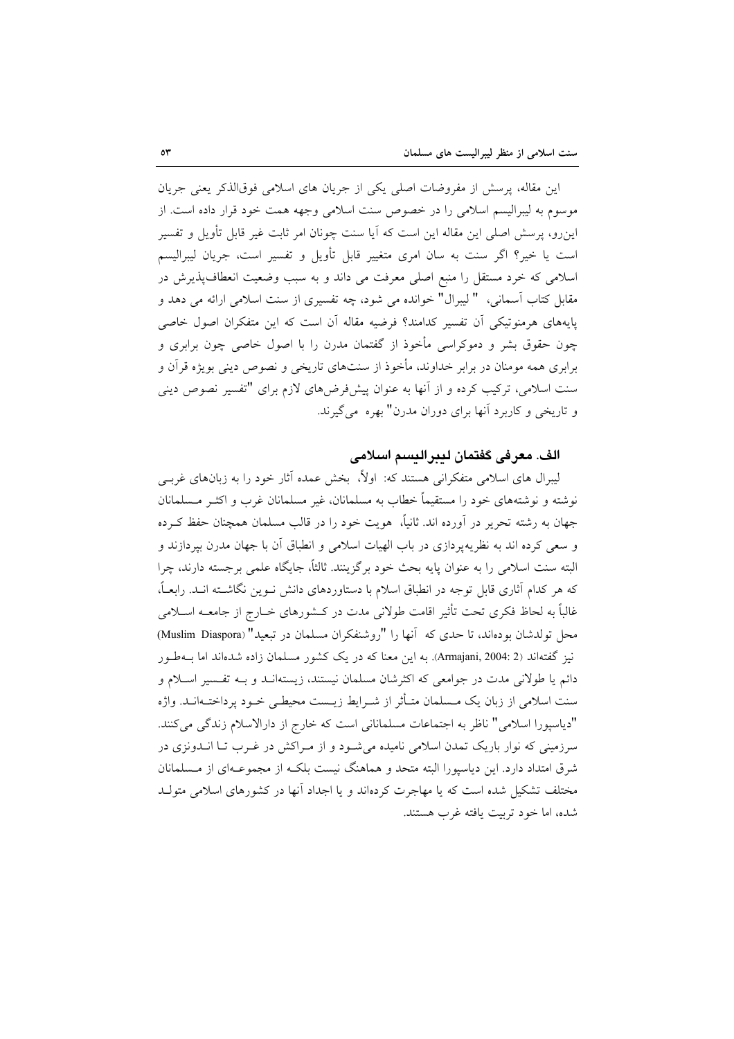این مقاله، پرسش از مفروضات اصلی یکی از جریان های اسلامی فوق‌الذکر یعنی جریان موسوم به لیبرالیسم اسلامی را در خصوص سنت اسلامی وجهه همت خود قرار داده است. از این‌رو، پرسش اصلی این مقاله این است که آیا سنت چونان امر ثابت غیر قابل تأویل و تفسیر است یا خیر؟ اگر سنت به سان امری متغییر قابل تأویل و تفسیر است، جریان لیبرالیسم اسلامی که خرد مستقل را منبع اصلی معرفت می داند و به سبب وضعیت انعطاف‌پذیرش در مقابل کتاب آسمانی، " لیبرال" خوانده می شود، چه تفسیری از سنت اسلامی ارائه می دهد و پایه‌های هرمنوتیکی آن تفسیر کدامند؟ فرضیه مقاله آن است که این متفکران اصول خاصی چون حقوق بشر و دموکراسی مأخوذ از گفتمان مدرن را با اصول خاصی چون برابری و برابری همه مومنان در برابر خداوند، مأخوذ از سنت‌های تاریخی و نصوص دینی بویژه قرآن و سنت اسلامی، ترکیب کرده و از آنها به عنوان پیش‌فرض‌های لازم برای "تفسیر نصوص دینی و تاریخی و کاربرد آنها برای دوران مدرن" بهره می‌گیرند.

## الف. معرفی گفتمان لیبرالیسم اسلامی

لیبرال های اسلامی متفکرانی هستند که: اولاً، بخش عمده آثار خود را به زبان‌های غربی نوشته و نوشته‌های خود را مستقیماً خطاب به مسلمانان، غیر مسلمانان غرب و اکثر مسلمانان جهان به رشته تحریر در آورده اند. ثانیاً، هویت خود را در قالب مسلمان همچنان حفظ کرده و سعی کرده اند به نظریه‌پردازی در باب الهیات اسلامی و انطباق آن با جهان مدرن بپردازند و البته سنت اسلامی را به عنوان پایه بحث خود برگزینند. ثالثاً، جایگاه علمی برجسته دارند، چرا که هر کدام آثاری قابل توجه در انطباق اسلام با دستاوردهای دانش نوین نگاشته اند. رابعاً، غالباً به لحاظ فکری تحت تأثیر اقامت طولانی مدت در کشورهای خارج از جامعه اسلامی محل تولدشان بوده‌اند، تا حدی که آنها را "روشنفکران مسلمان در تبعید" (Muslim Diaspora) نیز گفته‌اند (Armajani, 2004: 2). به این معنا که در یک کشور مسلمان زاده شده‌اند اما به‌طور دائم یا طولانی مدت در جوامعی که اکثرشان مسلمان نیستند، زیسته‌اند و به تفسیر اسلام و سنت اسلامی از زبان یک مسلمان متأثر از شرایط زیست محیطی خود پرداخته‌اند. واژه "دیاسپورا اسلامی" ناظر به اجتماعات مسلمانانی است که خارج از دارالاسلام زندگی می‌کنند. سرزمینی که نوار باریک تمدن اسلامی نامیده می‌شود و از مراکش در غرب تا اندونزی در شرق امتداد دارد. این دیاسپورا البته متحد و هماهنگ نیست بلکه از مجموعه‌ای از مسلمانان مختلف تشکیل شده است که یا مهاجرت کرده‌اند و یا اجداد آنها در کشورهای اسلامی متولد شده، اما خود تربیت یافته غرب هستند.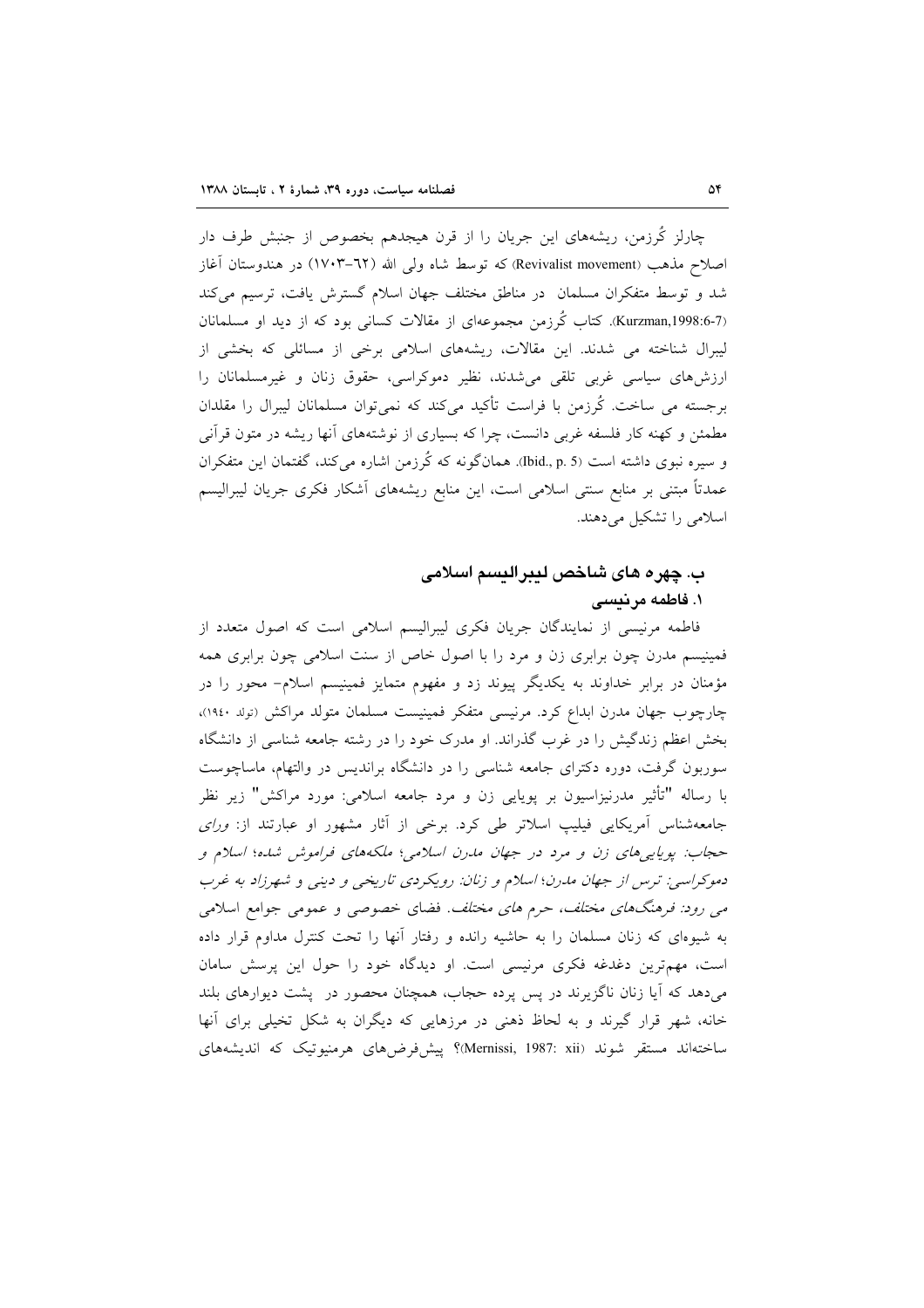چارلز کُرزمن، ریشه‌های این جریان را از قرن هیجدهم بخصوص از جنبش طرف دار اصلاح مذهب (Revivalist movement) که توسط شاه ولی الله (٦٢–١٧٠٣) در هندوستان آغاز شد و توسط متفکران مسلمان در مناطق مختلف جهان اسلام گسترش یافت، ترسیم می‌کند (Kurzman,1998:6-7). کتاب کُرزمن مجموعه‌ای از مقالات کسانی بود که از دید او مسلمانان لیبرال شناخته می شدند. این مقالات، ریشه‌های اسلامی برخی از مسائلی که بخشی از ارزش‌های سیاسی غربی تلقی می‌شدند، نظیر دموکراسی، حقوق زنان و غیرمسلمانان را برجسته می ساخت. کُرزمن با فراست تأکید می‌کند که نمی‌توان مسلمانان لیبرال را مقلدان مطمئن و کهنه کار فلسفه غربی دانست، چرا که بسیاری از نوشته‌های آنها ریشه در متون قرآنی و سیره نبوی داشته است (Ibid., p. 5). همان‌گونه که کُرزمن اشاره می‌کند، گفتمان این متفکران عمدتاً مبتنی بر منابع سنتی اسلامی است، این منابع ریشه‌های آشکار فکری جریان لیبرالیسم اسلامی را تشکیل می‌دهند.

## ب. چهره های شاخص لیبرالیسم اسلامی

### ۱. فاطمه مرنیسی

فاطمه مرنیسی از نمایندگان جریان فکری لیبرالیسم اسلامی است که اصول متعدد از فمینیسم مدرن چون برابری زن و مرد را با اصول خاص از سنت اسلامی چون برابری همه مؤمنان در برابر خداوند به یکدیگر پیوند زد و مفهوم متمایز فمینیسم اسلام- محور را در چارچوب جهان مدرن ابداع کرد. مرنیسی متفکر فمینیست مسلمان متولد مراکش (تولد ١٩٤٠)، بخش اعظم زندگیش را در غرب گذراند. او مدرک خود را در رشته جامعه شناسی از دانشگاه سوربون گرفت، دوره دکترای جامعه شناسی را در دانشگاه براندیس در والتهام، ماساچوست با رساله "تأثیر مدرنیزاسیون بر پویایی زن و مرد در جامعه اسلامی: مورد مراکش" زیر نظر جامعه‌شناس آمریکایی فیلیپ اسلاتر طی کرد. برخی از آثار مشهور او عبارتند از: *ورای حجاب: پویایی‌های زن و مرد در جهان مدرن اسلامی*؛ *ملکه‌های فراموش شده*؛ *اسلام و دموکراسی: ترس از جهان مدرن*؛ *اسلام و زنان: رویکردی تاریخی و دینی* و *شهرزاد به غرب می رود: فرهنگ‌های مختلف، حرم های مختلف*. فضای خصوصی و عمومی جوامع اسلامی به شیوه‌ای که زنان مسلمان را به حاشیه رانده و رفتار آنها را تحت کنترل مداوم قرار داده است، مهم‌ترین دغدغه فکری مرنیسی است. او دیدگاه خود را حول این پرسش سامان می‌دهد که آیا زنان ناگزیرند در پس پرده حجاب، همچنان محصور در پشت دیوارهای بلند خانه، شهر قرار گیرند و به لحاظ ذهنی در مرزهایی که دیگران به شکل تخیلی برای آنها ساخته‌اند مستقر شوند (Mernissi, 1987: xii)؟ پیش‌فرض‌های هرمنیوتیک که اندیشه‌های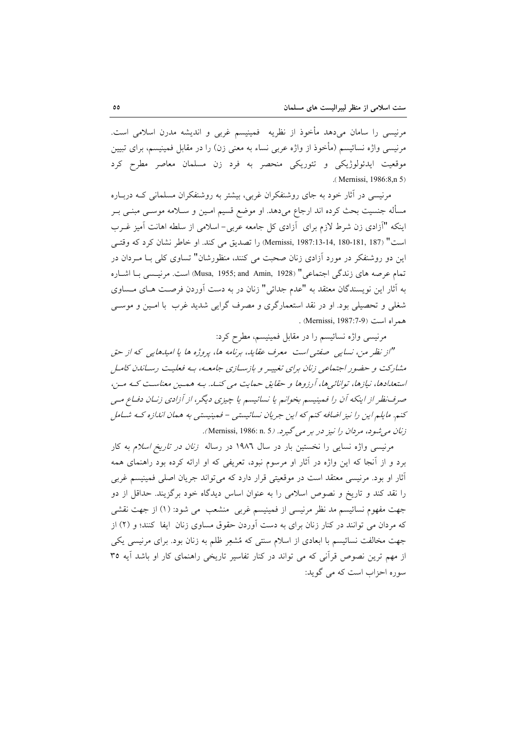مرنیسی را سامان می‌دهد مأخوذ از نظریه فمینیسم غربی و اندیشه مدرن اسلامی است. مرنیسی واژه نسائیسم (مأخوذ از واژه عربی نساء به معنی زن) را در مقابل فمینیسم، برای تبیین موقعیت ایدئولوژیکی و تئوریکی منحصر به فرد زن مسلمان معاصر مطرح کرد (Mernissi, 1986:8,n 5).

مرنیسی در آثار خود به جای روشنفکران غربی، بیشتر به روشنفکران مسلمانی کـه دربـاره مسأله جنسیت بحث کرده اند ارجاع می‌دهد. او موضع قسیم امـین و سـلامه موسـی مبنـی بـر اینکه "آزادی زن شرط لازم برای آزادی کل جامعه عربی- اسلامی از سلطه اهانت آمیز غـرب است" (Mernissi, 1987:13-14, 180-181, 187) را تصدیق می کند. او خاطر نشان کرد که وقتـی این دو روشنفکر در مورد آزادی زنان صحبت می کنند، منظورشان" تساوی کلی بـا مـردان در تمام عرصه های زندگی اجتماعی" (Musa, 1955; and Amin, 1928) است. مرنیـسی بـا اشـاره به آثار این نویسندگان معتقد به "عدم جدائی" زنان در به دست آوردن فرصـت هـای مـساوی شغلی و تحصیلی بود. او در نقد استعمارگری و مصرف گرایی شدید غرب با امـین و موسـی همراه است (Mernissi, 1987:7-9) .

مرنیسی واژه نسائیسم را در مقابل فمینیسم، مطرح کرد:

*"از نظر من، نسایی صفتی است معرف عقاید، برنامه ها، پروژه ها یا امیدهایی که از حق مشارکت و حضور اجتماعی زنان برای تغییـر و بازسـازی جامعـه، بـه فعلیـت رسـاندن کامـل استعدادها، نیازها، توانائی‌ها، آرزوها و حقایق حمایت می کنـد. بـه همـین معناسـت کـه مـن، صرف‌نظر از اینکه آن را فمینیسم بخوانم یا نسائیسم یا چیزی دیگر، از آزادی زنـان دفـاع مـی کنم. مایلم این را نیز اضافه کنم که این جریان نسائیستی - فمینیستی به همان اندازه کـه شـامل زنان می‌شود، مردان را نیز در بر می گیرد.* (Mernissi, 1986: n. 5).

مرنیسی واژه نسایی را نخستین بار در سال ١٩٨٦ در رساله *زنان در تاریخ اسلام* به کار برد و از آنجا که این واژه در آثار او مرسوم نبود، تعریفی که او ارائه کرده بود راهنمای همه آثار او بود. مرنیسی معتقد است در موقعیتی قرار دارد که می‌تواند جریان اصلی فمینیسم غربی را نقد کند و تاریخ و نصوص اسلامی را به عنوان اساس دیدگاه خود برگزینند. حداقل از دو جهت مفهوم نسائیسم مد نظر مرنیسی از فمینیسم غربی منشعب می شود: (١) از جهت نقشی که مردان می توانند در کنار زنان برای به دست آوردن حقوق مساوی زنان ایفا کنند؛ و (٢) از جهت مخالفت نسائیسم با ابعادی از اسلام سنتی که مُشعِر ظلم به زنان بود. برای مرنیسی یکی از مهم ترین نصوص قرآنی که می تواند در کنار تفاسیر تاریخی راهنمای کار او باشد آیه ٣٥ سوره احزاب است که می گوید: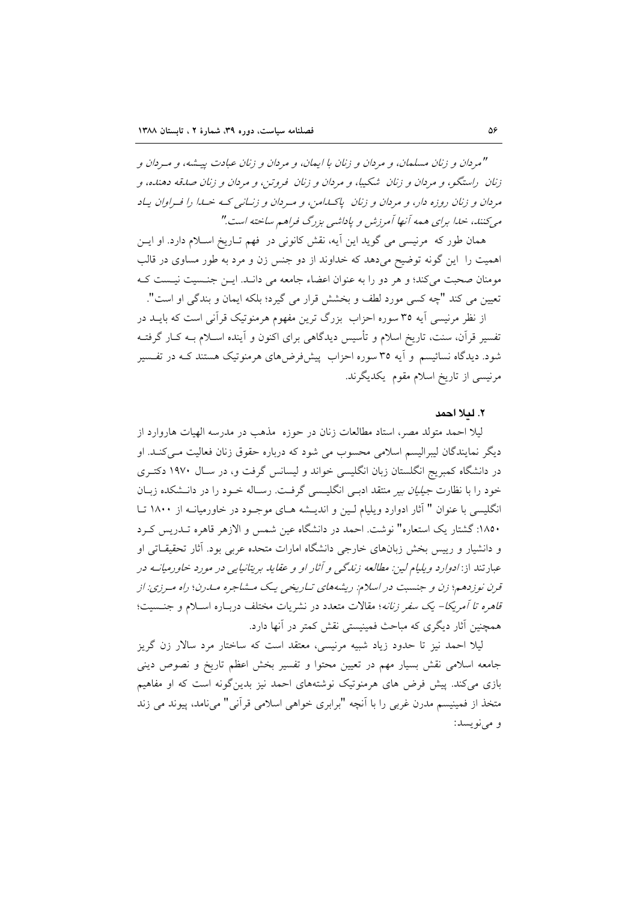*"مردان و زنان مسلمان، و مردان و زنان با ایمان، و مردان و زنان عبادت پیشه، و مردان و زنان راستگو، و مردان و زنان شکیبا، و مردان و زنان فروتن، و مردان و زنان صدقه دهنده، و مردان و زنان روزه دار، و مردان و زنان پاکدامن، و مردان و زنانی که خدا را فراوان یاد می‌کنند، خدا برای همه آنها آمرزش و پاداشی بزرگ فراهم ساخته است."*

همان طور که مرنیسی می گوید این آیه، نقش کانونی در فهم تاریخ اسلام دارد. او این اهمیت را این گونه توضیح می‌دهد که خداوند از دو جنس زن و مرد به طور مساوی در قالب مومنان صحبت می‌کند؛ و هر دو را به عنوان اعضاء جامعه می داند. این جنسیت نیست که تعیین می کند "چه کسی مورد لطف و بخشش قرار می گیرد؛ بلکه ایمان و بندگی او است".

از نظر مرنیسی آیه ۳۵ سوره احزاب بزرگ ترین مفهوم هرمنوتیک قرآنی است که باید در تفسیر قرآن، سنت، تاریخ اسلام و تأسیس دیدگاهی برای اکنون و آینده اسلام به کار گرفته شود. دیدگاه نسائیسم و آیه ۳۵ سوره احزاب پیش‌فرض‌های هرمنوتیک هستند که در تفسیر مرنیسی از تاریخ اسلام مقوم یکدیگرند.

## ۲. لیلا احمد

لیلا احمد متولد مصر، استاد مطالعات زنان در حوزه مذهب در مدرسه الهیات هاروارد از دیگر نمایندگان لیبرالیسم اسلامی محسوب می شود که درباره حقوق زنان فعالیت می‌کند. او در دانشگاه کمبریج انگلستان زبان انگلیسی خواند و لیسانس گرفت و، در سال ۱۹۷۰ دکتری خود را با نظارت *جیلیان بیر* منتقد ادبی انگلیسی گرفت. رساله خود را در دانشکده زبان انگلیسی با عنوان " آثار ادوارد ویلیام لین و اندیشه های موجود در خاورمیانه از ۱۸۰۰ تا ۱۸۵۰: گشتار یک استعاره" نوشت. احمد در دانشگاه عین شمس و الازهر قاهره تدریس کرد و دانشیار و رییس بخش زبان‌های خارجی دانشگاه امارات متحده عربی بود. آثار تحقیقاتی او عبارتند از: *ادوارد ویلیام لین: مطالعه زندگی و آثار او و عقاید بریتانیایی در مورد خاورمیانه در قرن نوزدهم*؛ *زن و جنسیت در اسلام: ریشه‌های تاریخی یک مشاجره مدرن*؛ *راه مرزی: از قاهره تا آمریکا- یک سفر زنانه*؛ مقالات متعدد در نشریات مختلف درباره اسلام و جنسیت؛ همچنین آثار دیگری که مباحث فمینیستی نقش کمتر در آنها دارد.

لیلا احمد نیز تا حدود زیاد شبیه مرنیسی، معتقد است که ساختار مرد سالار زن گریز جامعه اسلامی نقش بسیار مهم در تعیین محتوا و تفسیر بخش اعظم تاریخ و نصوص دینی بازی می‌کند. پیش فرض های هرمنوتیک نوشته‌های احمد نیز بدین‌گونه است که او مفاهیم متخذ از فمینیسم مدرن غربی را با آنچه "برابری خواهی اسلامی قرآنی" می‌نامد، پیوند می زند و می‌نویسد: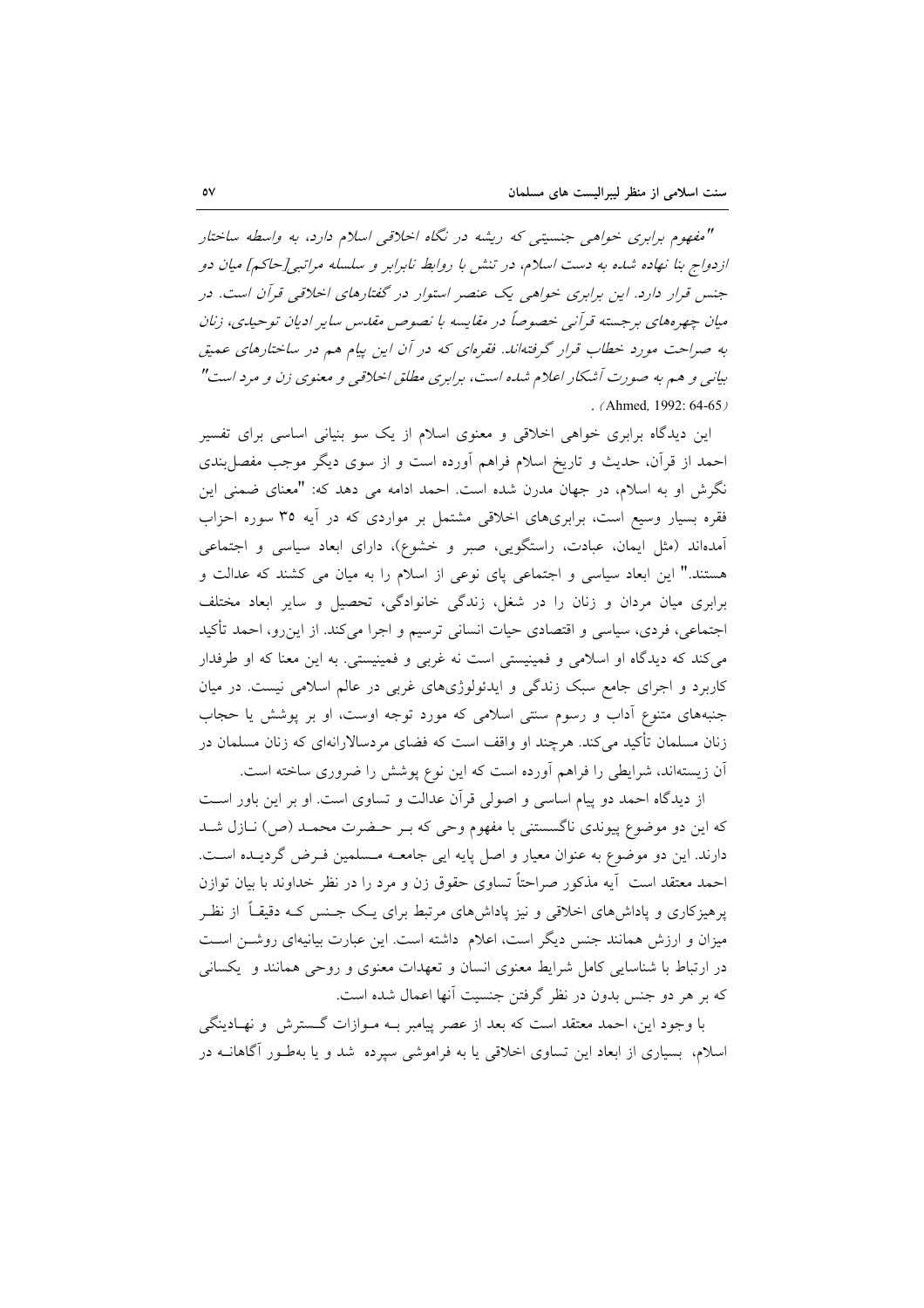*"مفهوم برابری خواهی جنسیتی که ریشه در نگاه اخلاقی اسلام دارد، به واسطه ساختار ازدواج بنا نهاده شده به دست اسلام، در تنش با روابط نابرابر و سلسله مراتبی[حاکم] میان دو جنس قرار دارد. این برابری خواهی یک عنصر استوار در گفتارهای اخلاقی قرآن است. در میان چهره‌های برجسته قرآنی خصوصاً در مقایسه با نصوص مقدس سایر ادیان توحیدی، زنان به صراحت مورد خطاب قرار گرفته‌اند. فقره‌ای که در آن این پیام هم در ساختارهای عمیق بیانی و هم به صورت آشکار اعلام شده است، برابری مطلق اخلاقی و معنوی زن و مرد است"* (Ahmed, 1992: 64-65).

این دیدگاه برابری خواهی اخلاقی و معنوی اسلام از یک سو بنیانی اساسی برای تفسیر احمد از قرآن، حدیث و تاریخ اسلام فراهم آورده است و از سوی دیگر موجب مفصل‌بندی نگرش او به اسلام، در جهان مدرن شده است. احمد ادامه می دهد که: "معنای ضمنی این فقره بسیار وسیع است، برابری‌های اخلاقی مشتمل بر مواردی که در آیه ۳۵ سوره احزاب آمده‌اند (مثل ایمان، عبادت، راستگویی، صبر و خشوع)، دارای ابعاد سیاسی و اجتماعی هستند." این ابعاد سیاسی و اجتماعی پای نوعی از اسلام را به میان می کشند که عدالت و برابری میان مردان و زنان را در شغل، زندگی خانوادگی، تحصیل و سایر ابعاد مختلف اجتماعی، فردی، سیاسی و اقتصادی حیات انسانی ترسیم و اجرا می‌کند. از این‌رو، احمد تأکید می‌کند که دیدگاه او اسلامی و فمینیستی است نه غربی و فمینیستی. به این معنا که او طرفدار کاربرد و اجرای جامع سبک زندگی و ایدئولوژی‌های غربی در عالم اسلامی نیست. در میان جنبه‌های متنوع آداب و رسوم سنتی اسلامی که مورد توجه اوست، او بر پوشش یا حجاب زنان مسلمان تأکید می‌کند. هرچند او واقف است که فضای مردسالارانه‌ای که زنان مسلمان در آن زیسته‌اند، شرایطی را فراهم آورده است که این نوع پوشش را ضروری ساخته است.

از دیدگاه احمد دو پیام اساسی و اصولی قرآن عدالت و تساوی است. او بر این باور است که این دو موضوع پیوندی ناگسستنی با مفهوم وحی که بر حضرت محمد (ص) نازل شد دارند. این دو موضوع به عنوان معیار و اصل پایه ایی جامعه مسلمین فرض گردیده است. احمد معتقد است آیه مذکور صراحتاً تساوی حقوق زن و مرد را در نظر خداوند با بیان توازن پرهیزکاری و پاداش‌های اخلاقی و نیز پاداش‌های مرتبط برای یک جنس که دقیقاً از نظر میزان و ارزش همانند جنس دیگر است، اعلام داشته است. این عبارت بیانیه‌ای روشن است در ارتباط با شناسایی کامل شرایط معنوی انسان و تعهدات معنوی و روحی همانند و یکسانی که بر هر دو جنس بدون در نظر گرفتن جنسیت آنها اعمال شده است.

با وجود این، احمد معتقد است که بعد از عصر پیامبر به موازات گسترش و نهادینگی اسلام، بسیاری از ابعاد این تساوی اخلاقی یا به فراموشی سپرده شد و یا به‌طور آگاهانه در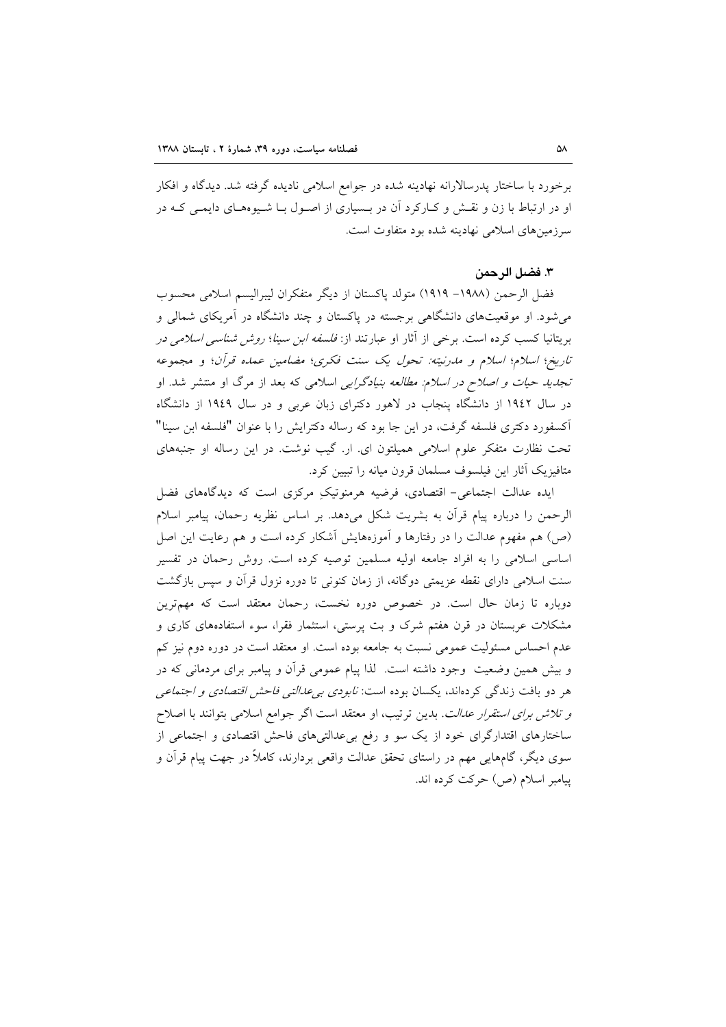برخورد با ساختار پدرسالارانه نهادینه شده در جوامع اسلامی نادیده گرفته شد. دیدگاه و افکار او در ارتباط با زن و نقش و کارکرد آن در بسیاری از اصول با شیوه‌های دایمی که در سرزمین‌های اسلامی نهادینه شده بود متفاوت است.

### ۳. فضل الرحمن

فضل الرحمن (۱۹۸۸- ۱۹۱۹) متولد پاکستان از دیگر متفکران لیبرالیسم اسلامی محسوب می‌شود. او موقعیت‌های دانشگاهی برجسته در پاکستان و چند دانشگاه در آمریکای شمالی و بریتانیا کسب کرده است. برخی از آثار او عبارتند از: *فلسفه ابن سینا*؛ *روش شناسی اسلامی در تاریخ*؛ *اسلام*؛ *اسلام و مدرنیته: تحول یک سنت فکری*؛ *مضامین عمده قرآن*؛ و مجموعه *تجدید حیات و اصلاح در اسلام: مطالعه بنیادگرایی اسلامی* که بعد از مرگ او منتشر شد. او در سال ۱۹۴۲ از دانشگاه پنجاب در لاهور دکترای زبان عربی و در سال ۱۹۴۹ از دانشگاه آکسفورد دکتری فلسفه گرفت، در این جا بود که رساله دکترایش را با عنوان "فلسفه ابن سینا" تحت نظارت متفکر علوم اسلامی همیلتون ای. ار. گیب نوشت. در این رساله او جنبه‌های متافیزیک آثار این فیلسوف مسلمان قرون میانه را تبیین کرد.

ایده عدالت اجتماعی- اقتصادی، فرضیه هرمنوتیکِ مرکزی است که دیدگاه‌های فضل الرحمن را درباره پیام قرآن به بشریت شکل می‌دهد. بر اساس نظریه رحمان، پیامبر اسلام (ص) هم مفهوم عدالت را در رفتارها و آموزه‌هایش آشکار کرده است و هم رعایت این اصل اساسی اسلامی را به افراد جامعه اولیه مسلمین توصیه کرده است. روش رحمان در تفسیر سنت اسلامی دارای نقطه عزیمتی دوگانه، از زمان کنونی تا دوره نزول قرآن و سپس بازگشت دوباره تا زمان حال است. در خصوص دوره نخست، رحمان معتقد است که مهم‌ترین مشکلات عربستان در قرن هفتم شرک و بت پرستی، استثمار فقرا، سوء استفاده‌های کاری و عدم احساس مسئولیت عمومی نسبت به جامعه بوده است. او معتقد است در دوره دوم نیز کم و بیش همین وضعیت وجود داشته است. لذا پیام عمومی قرآن و پیامبر برای مردمانی که در هر دو بافت زندگی کرده‌اند، یکسان بوده است: *نابودی بی‌عدالتی فاحش اقتصادی و اجتماعی و تلاش برای استقرار عدالت*. بدین ترتیب، او معتقد است اگر جوامع اسلامی بتوانند با اصلاح ساختارهای اقتدارگرای خود از یک سو و رفع بی‌عدالتی‌های فاحش اقتصادی و اجتماعی از سوی دیگر، گام‌هایی مهم در راستای تحقق عدالت واقعی بردارند، کاملاً در جهت پیام قرآن و پیامبر اسلام (ص) حرکت کرده اند.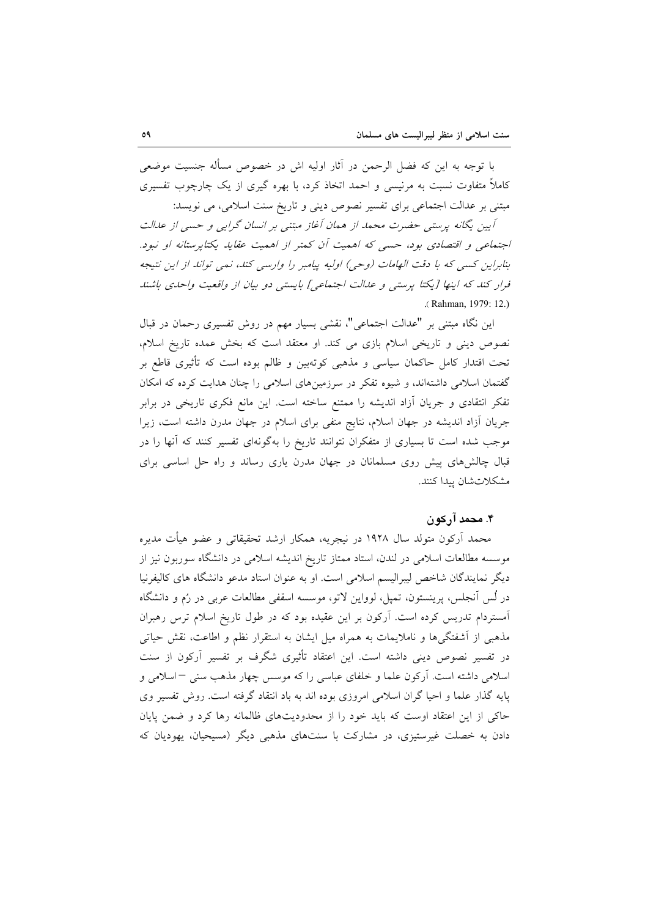با توجه به این که فضل الرحمن در آثار اولیه اش در خصوص مسأله جنسیت موضعی کاملاً متفاوت نسبت به مرنیسی و احمد اتخاذ کرد، با بهره گیری از یک چارچوب تفسیری مبتنی بر عدالت اجتماعی برای تفسیر نصوص دینی و تاریخ سنت اسلامی، می نویسد:

*آیین یگانه پرستی حضرت محمد از همان آغاز مبتنی بر انسان گرایی و حسی از عدالت اجتماعی و اقتصادی بود، حسی که اهمیت آن کمتر از اهمیت عقاید یکتاپرستانه او نبود. بنابراین کسی که با دقت الهامات (وحی) اولیه پیامبر را وارسی کند، نمی تواند از این نتیجه فرار کند که اینها [یکتا پرستی و عدالت اجتماعی] بایستی دو بیان از واقعیت واحدی باشند* (Rahman, 1979: 12.).

این نگاه مبتنی بر "عدالت اجتماعی"، نقشی بسیار مهم در روش تفسیری رحمان در قبال نصوص دینی و تاریخی اسلام بازی می کند. او معتقد است که بخش عمده تاریخ اسلام، تحت اقتدار کامل حاکمان سیاسی و مذهبی کوته‌بین و ظالم بوده است که تأثیری قاطع بر گفتمان اسلامی داشته‌اند، و شیوه تفکر در سرزمین‌های اسلامی را چنان هدایت کرده که امکان تفکر انتقادی و جریان آزاد اندیشه را ممتنع ساخته است. این مانع فکری تاریخی در برابر جریان آزاد اندیشه در جهان اسلام، نتایج منفی برای اسلام در جهان مدرن داشته است، زیرا موجب شده است تا بسیاری از متفکران نتوانند تاریخ را به‌گونه‌ای تفسیر کنند که آنها را در قبال چالش‌های پیش روی مسلمانان در جهان مدرن یاری رساند و راه حل اساسی برای مشکلات‌شان پیدا کنند.

### ۴. محمد آرکون

محمد آرکون متولد سال ۱۹۲۸ در نیجریه، همکار ارشد تحقیقاتی و عضو هیأت مدیره موسسه مطالعات اسلامی در لندن، استاد ممتاز تاریخ اندیشه اسلامی در دانشگاه سوربون نیز از دیگر نمایندگان شاخص لیبرالیسم اسلامی است. او به عنوان استاد مدعو دانشگاه های کالیفرنیا در لُس آنجلس، پرینستون، تمپل، لووایِن لاتو، موسسه اسقفی مطالعات عربی در رُم و دانشگاه آمستردام تدریس کرده است. آرکون بر این عقیده بود که در طول تاریخ اسلام ترس رهبران مذهبی از آشفتگی‌ها و ناملایمات به همراه میل ایشان به استقرار نظم و اطاعت، نقش حیاتی در تفسیر نصوص دینی داشته است. این اعتقاد تأثیری شگرف بر تفسیر آرکون از سنت اسلامی داشته است. آرکون علما و خلفای عباسی را که موسس چهار مذهب سنی – اسلامی و پایه گذار علما و احیا گران اسلامی امروزی بوده اند به باد انتقاد گرفته است. روش تفسیر وی حاکی از این اعتقاد اوست که باید خود را از محدودیت‌های ظالمانه رها کرد و ضمن پایان دادن به خصلت غیرستیزی، در مشارکت با سنت‌های مذهبی دیگر (مسیحیان، یهودیان که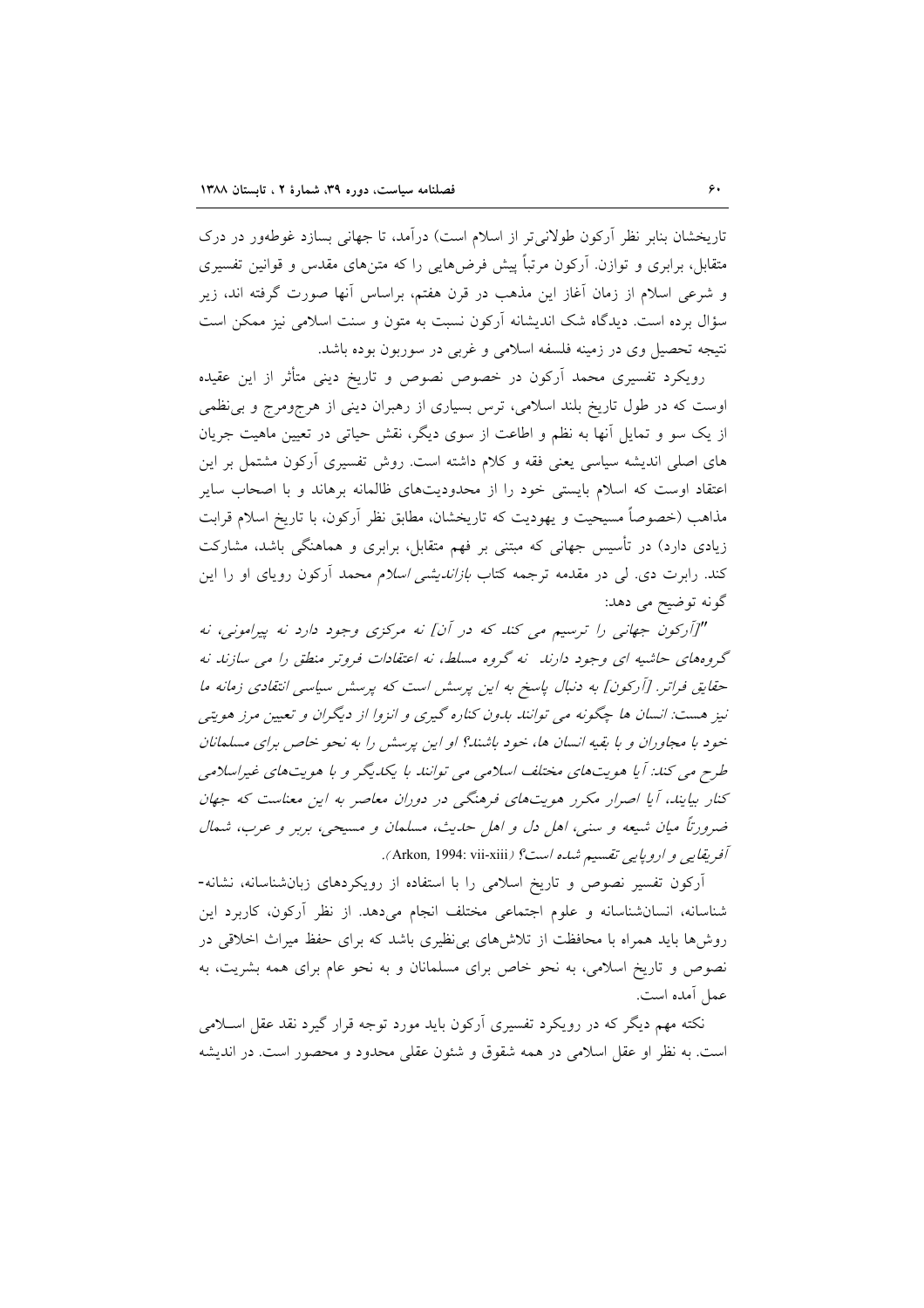تاریخشان بنابر نظر آرکون طولانی‌تر از اسلام است) درآمد، تا جهانی بسازد غوطه‌ور در درک متقابل، برابری و توازن. آرکون مرتباً پیش فرض‌هایی را که متن‌های مقدس و قوانین تفسیری و شرعی اسلام از زمان آغاز این مذهب در قرن هفتم، براساس آنها صورت گرفته اند، زیر سؤال برده است. دیدگاه شک اندیشانه آرکون نسبت به متون و سنت اسلامی نیز ممکن است نتیجه تحصیل وی در زمینه فلسفه اسلامی و غربی در سوربون بوده باشد.

رویکرد تفسیری محمد آرکون در خصوص نصوص و تاریخ دینی متأثر از این عقیده اوست که در طول تاریخ بلند اسلامی، ترس بسیاری از رهبران دینی از هرج‌ومرج و بی‌نظمی از یک سو و تمایل آنها به نظم و اطاعت از سوی دیگر، نقش حیاتی در تعیین ماهیت جریان های اصلی اندیشه سیاسی یعنی فقه و کلام داشته است. روش تفسیری آرکون مشتمل بر این اعتقاد اوست که اسلام بایستی خود را از محدودیت‌های ظالمانه برهاند و با اصحاب سایر مذاهب (خصوصاً مسیحیت و یهودیت که تاریخشان، مطابق نظر آرکون، با تاریخ اسلام قرابت زیادی دارد) در تأسیس جهانی که مبتنی بر فهم متقابل، برابری و هماهنگی باشد، مشارکت کند. رابرت دی. لی در مقدمه ترجمه کتاب *بازاندیشی اسلام* محمد آرکون رویای او را این گونه توضیح می دهد:

*"[آرکون جهانی را ترسیم می کند که در آن] نه مرکزی وجود دارد نه پیرامونی، نه گروه‌های حاشیه ای وجود دارند نه گروه مسلط، نه اعتقادات فروتر منطق را می سازند نه حقایق فراتر. [آرکون] به دنبال پاسخ به این پرسش است که پرسش سیاسی انتقادی زمانه ما نیز هست: انسان ها چگونه می توانند بدون کناره گیری و انزوا از دیگران و تعیین مرز هویتی خود با مجاوران و با بقیه انسان ها، خود باشند؟ او این پرسش را به نحو خاص برای مسلمانان طرح می کند: آیا هویت‌های مختلف اسلامی می توانند با یکدیگر و با هویت‌های غیراسلامی کنار بیایند، آیا اصرار مکرر هویت‌های فرهنگی در دوران معاصر به این معناست که جهان ضرورتاً میان شیعه و سنی، اهل دل و اهل حدیث، مسلمان و مسیحی، بربر و عرب، شمال آفریقایی و اروپایی تقسیم شده است؟* (Arkon, 1994: vii-xiii).

آرکون تفسیر نصوص و تاریخ اسلامی را با استفاده از رویکردهای زبان‌شناسانه، نشانه‌شناسانه، انسان‌شناسانه و علوم اجتماعی مختلف انجام می‌دهد. از نظر آرکون، کاربرد این روش‌ها باید همراه با محافظت از تلاش‌های بی‌نظیری باشد که برای حفظ میراث اخلاقی در نصوص و تاریخ اسلامی، به نحو خاص برای مسلمانان و به نحو عام برای همه بشریت، به عمل آمده است.

نکته مهم دیگر که در رویکرد تفسیری آرکون باید مورد توجه قرار گیرد نقد عقل اسلامی است. به نظر او عقل اسلامی در همه شقوق و شئون عقلی محدود و محصور است. در اندیشه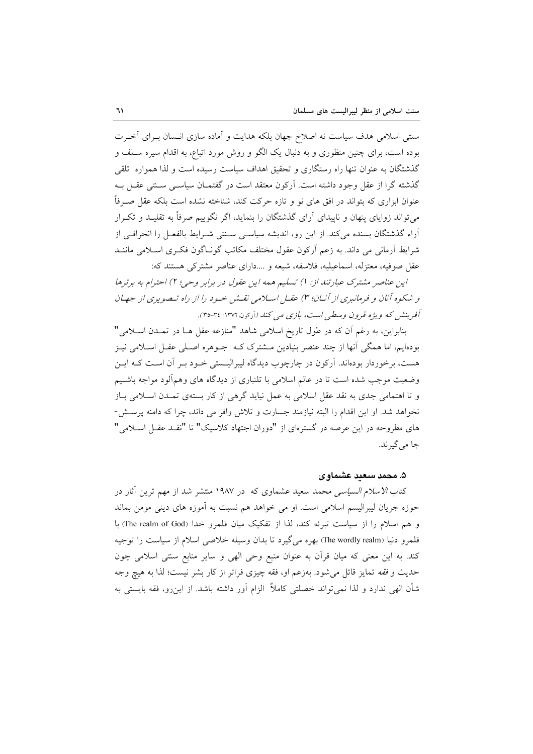سنتی اسلامی هدف سیاست نه اصلاح جهان بلکه هدایت و آماده سازی انسان برای آخرت بوده است، برای چنین منظوری و به دنبال یک الگو و روش مورد اتباع، به اقدام سیره سلف و گذشتگان به عنوان تنها راه رستگاری و تحقیق اهداف سیاست رسیده است و لذا همواره تلقی گذشته گرا از عقل وجود داشته است. آرکون معتقد است در گفتمان سیاسی سنتی عقل به عنوان ابزاری که بتواند در افق های نو و تازه حرکت کند، شناخته نشده است بلکه عقل صرفاً می‌تواند زوایای پنهان و ناپیدای آرای گذشتگان را بنماید، اگر نگوییم صرفاً به تقلید و تکرار آراء گذشتگان بسنده می‌کند. از این رو، اندیشه سیاسی سنتی شرایط بالفعل را انحرافی از شرایط آرمانی می داند. به زعم آرکون عقول مختلف مکاتب گوناگون فکری اسلامی مانند عقل صوفیه، معتزله، اسماعیلیه، فلاسفه، شیعه و ....دارای عناصر مشترکی هستند که:

*این عناصر مشترک عبارتند از: ۱) تسلیم همه این عقول در برابر وحی؛ ۲) احترام به برترها و شکوه آنان و فرمانبری از آنان؛ ۳) عقل اسلامی نقش خود را از راه تصویری از جهان آفرینش که ویژه قرون وسطی است، بازی می کند* (آرکون،۱۳۷۲: ۳۴-۳۵).

بنابراین، به رغم آن که در طول تاریخ اسلامی شاهد "منازعه عقل ها در تمدن اسلامی" بوده‌ایم، اما همگی آنها از چند عنصر بنیادین مشترک که جوهره اصلی عقل اسلامی نیز هست، برخوردار بوده‌اند. آرکون در چارچوب دیدگاه لیبرالیستی خود بر آن است که این وضعیت موجب شده است تا در عالم اسلامی با تلنباری از دیدگاه های وهم‌آلود مواجه باشیم و تا اهتمامی جدی به نقد عقل اسلامی به عمل نیاید گرهی از کار بستهٔ تمدن اسلامی باز نخواهد شد. او این اقدام را البته نیازمند جسارت و تلاش وافر می داند، چرا که دامنه پرسش-های مطروحه در این عرصه در گستره‌ای از "دوران اجتهاد کلاسیک" تا "نقد عقل اسلامی" جا می‌گیرند.

### ۵. محمد سعید عشماوی

کتاب *الاسلام السیاسی* محمد سعید عشماوی که در ۱۹۸۷ منتشر شد از مهم ترین آثار در حوزه جریان لیبرالیسم اسلامی است. او می خواهد هم نسبت به آموزه های دینی مومن بماند و هم اسلام را از سیاست تبرئه کند، لذا از تفکیک میان قلمرو خدا (The realm of God) با قلمرو دنیا (The wordly realm) بهره می‌گیرد تا بدان وسیله خلاصی اسلام از سیاست را توجیه کند. به این معنی که میان قرآن به عنوان منبع وحی الهی و سایر منابع سنتی اسلامی چون حدیث و *فقه* تمایز قائل می‌شود. به‌زعم او، فقه چیزی فراتر از کار بشر نیست؛ لذا به هیچ وجه شأن الهی ندارد و لذا نمی‌تواند خصلتی کاملاً الزام آور داشته باشد. از این‌رو، فقه بایستی به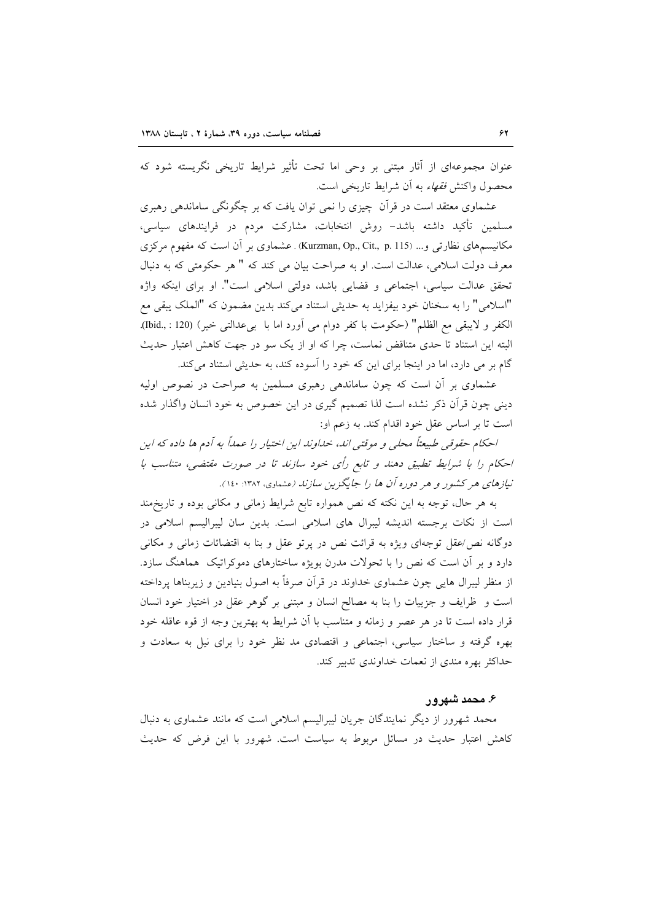عنوان مجموعه‌ای از آثار مبتنی بر وحی اما تحت تأثیر شرایط تاریخی نگریسته شود که محصول واکنش *فقهاء* به آن شرایط تاریخی است.

عشماوی معتقد است در قرآن چیزی را نمی توان یافت که بر چگونگی ساماندهی رهبری مسلمین تأکید داشته باشد- روش انتخابات، مشارکت مردم در فرایندهای سیاسی، مکانیسم‌های نظارتی و... (Kurzman, Op., Cit., p. 115) . عشماوی بر آن است که مفهوم مرکزی معرف دولت اسلامی، عدالت است. او به صراحت بیان می کند که " هر حکومتی که به دنبال تحقق عدالت سیاسی، اجتماعی و قضایی باشد، دولتی اسلامی است". او برای اینکه واژه "اسلامی" را به سخنان خود بیفزاید به حدیثی استناد می‌کند بدین مضمون که "الملک یبقی مع الکفر و لایبقی مع الظلم" (حکومت با کفر دوام می آورد اما با بی‌عدالتی خیر) (Ibid., : 120). البته این استناد تا حدی متناقض نماست، چرا که او از یک سو در جهت کاهش اعتبار حدیث گام بر می دارد، اما در اینجا برای این که خود را آسوده کند، به حدیثی استناد می‌کند.

عشماوی بر آن است که چون ساماندهی رهبری مسلمین به صراحت در نصوص اولیه دینی چون قرآن ذکر نشده است لذا تصمیم گیری در این خصوص به خود انسان واگذار شده است تا بر اساس عقل خود اقدام کند. به زعم او:

*احکام حقوقی طبیعتاً محلی و موقتی اند، خداوند این اختیار را عمداً به آدم ها داده که این احکام را با شرایط تطبیق دهند و تابع رأی خود سازند تا در صورت مقتضی، متناسب با نیازهای هر کشور و هر دوره آن ها را جایگزین سازند* (عشماوی، ۱۳۸۲: ۱٤٠).

به هر حال، توجه به این نکته که نص همواره تابع شرایط زمانی و مکانی بوده و تاریخ‌مند است از نکات برجسته اندیشه لیبرال های اسلامی است. بدین سان لیبرالیسم اسلامی در دوگانه نص/عقل توجه‌ای ویژه به قرائت نص در پرتو عقل و بنا به اقتضائات زمانی و مکانی دارد و بر آن است که نص را با تحولات مدرن بویژه ساختارهای دموکراتیک هماهنگ سازد. از منظر لیبرال هایی چون عشماوی خداوند در قرآن صرفاً به اصول بنیادین و زیربناها پرداخته است و ظرایف و جزییات را بنا به مصالح انسان و مبتنی بر گوهر عقل در اختیار خود انسان قرار داده است تا در هر عصر و زمانه و متناسب با آن شرایط به بهترین وجه از قوه عاقله خود بهره گرفته و ساختار سیاسی، اجتماعی و اقتصادی مد نظر خود را برای نیل به سعادت و حداکثر بهره مندی از نعمات خداوندی تدبیر کند.

### ۶. محمد شهرور

محمد شهرور از دیگر نمایندگان جریان لیبرالیسم اسلامی است که مانند عشماوی به دنبال کاهش اعتبار حدیث در مسائل مربوط به سیاست است. شهرور با این فرض که حدیث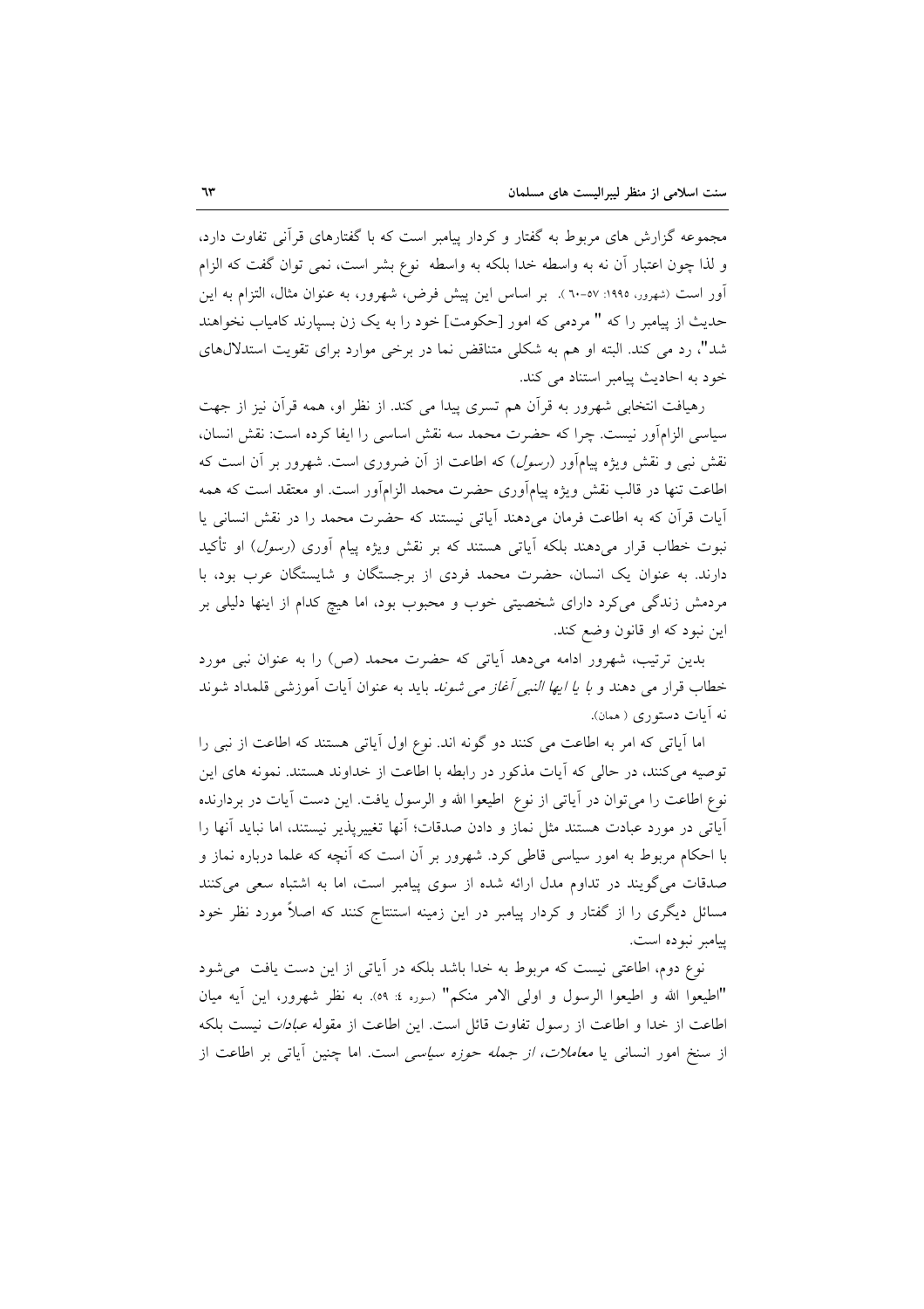مجموعه گزارش های مربوط به گفتار و کردار پیامبر است که با گفتارهای قرآنی تفاوت دارد، و لذا چون اعتبار آن نه به واسطه خدا بلکه به واسطه نوع بشر است، نمی توان گفت که الزام آور است (شهرور، ۱۹۹۵: ۵۷-۶۰). بر اساس این پیش فرض، شهرور، به عنوان مثال، التزام به این حدیث از پیامبر را که " مردمی که امور [حکومت] خود را به یک زن بسپارند کامیاب نخواهند شد"، رد می کند. البته او هم به شکلی متناقض نما در برخی موارد برای تقویت استدلال‌های خود به احادیث پیامبر استناد می کند.

رهیافت انتخابی شهرور به قرآن هم تسری پیدا می کند. از نظر او، همه قرآن نیز از جهت سیاسی الزام‌آور نیست. چرا که حضرت محمد سه نقش اساسی را ایفا کرده است: نقش انسان، نقش نبی و نقش ویژه پیام‌آور (*رسول*) که اطاعت از آن ضروری است. شهرور بر آن است که اطاعت تنها در قالب نقش ویژه پیام‌آوری حضرت محمد الزام‌آور است. او معتقد است که همه آیات قرآن که به اطاعت فرمان می‌دهند آیاتی نیستند که حضرت محمد را در نقش انسانی یا نبوت خطاب قرار می‌دهند بلکه آیاتی هستند که بر نقش ویژه پیام آوری (*رسول*) او تأکید دارند. به عنوان یک انسان، حضرت محمد فردی از برجستگان و شایستگان عرب بود، با مردمش زندگی می‌کرد دارای شخصیتی خوب و محبوب بود، اما هیچ کدام از اینها دلیلی بر این نبود که او قانون وضع کند.

بدین ترتیب، شهرور ادامه می‌دهد آیاتی که حضرت محمد (ص) را به عنوان نبی مورد خطاب قرار می دهند و *با یا ایها النبی آغاز می شوند* باید به عنوان آیات آموزشی قلمداد شوند نه آیات دستوری ( همان).

اما آیاتی که امر به اطاعت می کنند دو گونه اند. نوع اول آیاتی هستند که اطاعت از نبی را توصیه می‌کنند، در حالی که آیات مذکور در رابطه با اطاعت از خداوند هستند. نمونه های این نوع اطاعت را می‌توان در آیاتی از نوع اطیعوا الله و الرسول یافت. این دست آیات در بردارنده آیاتی در مورد عبادت هستند مثل نماز و دادن صدقات؛ آنها تغییرپذیر نیستند، اما نباید آنها را با احکام مربوط به امور سیاسی قاطی کرد. شهرور بر آن است که آنچه که علما درباره نماز و صدقات می‌گویند در تداوم مدل ارائه شده از سوی پیامبر است، اما به اشتباه سعی می‌کنند مسائل دیگری را از گفتار و کردار پیامبر در این زمینه استنتاج کنند که اصلاً مورد نظر خود پیامبر نبوده است.

نوع دوم، اطاعتی نیست که مربوط به خدا باشد بلکه در آیاتی از این دست یافت می‌شود "اطیعوا الله و اطیعوا الرسول و اولی الامر منکم" (سوره ٤: ٥٩). به نظر شهرور، این آیه میان اطاعت از خدا و اطاعت از رسول تفاوت قائل است. این اطاعت از مقوله *عبادات* نیست بلکه از سنخ امور انسانی یا *معاملات*، *از جمله حوزه سیاسی* است. اما چنین آیاتی بر اطاعت از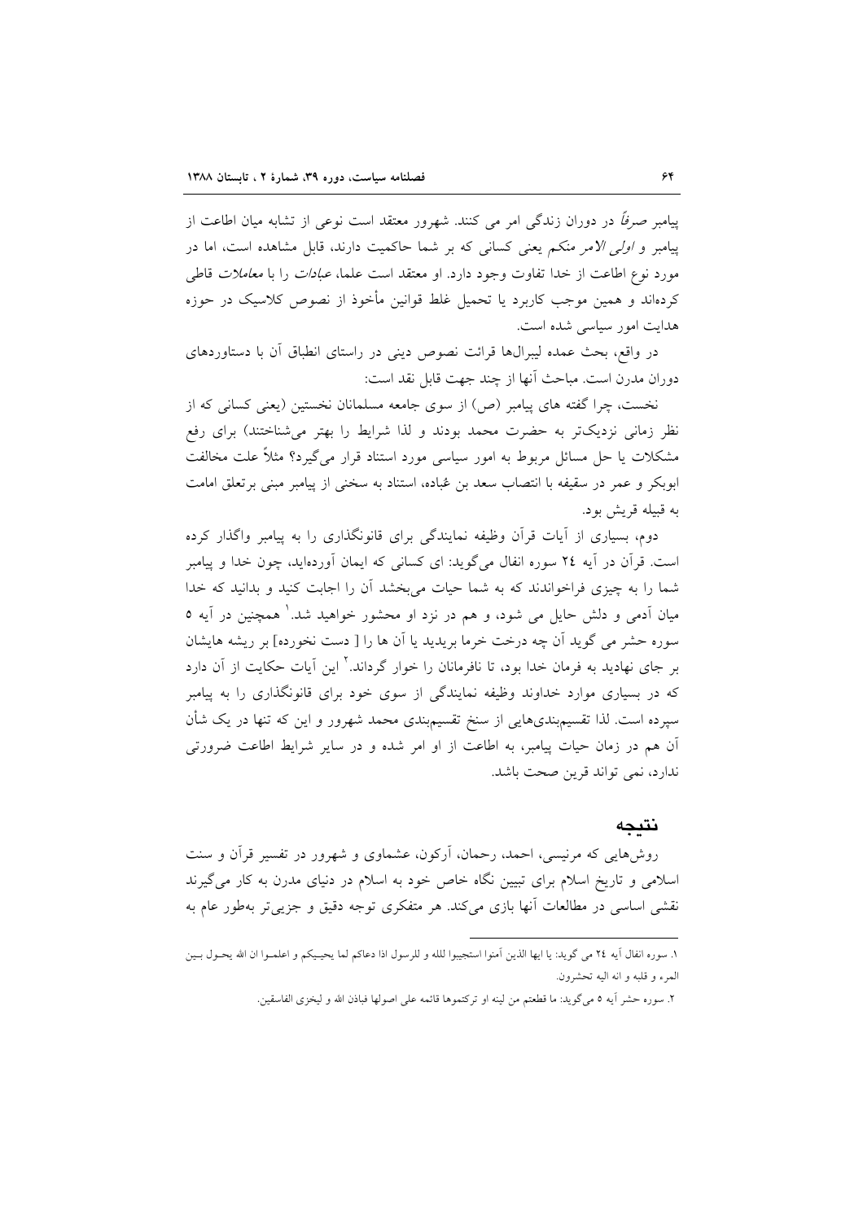پیامبر *صرفاً* در دوران زندگی امر می کنند. شهرور معتقد است نوعی از تشابه میان اطاعت از پیامبر و *اولی الامر منکم* یعنی کسانی که بر شما حاکمیت دارند، قابل مشاهده است، اما در مورد نوع اطاعت از خدا تفاوت وجود دارد. او معتقد است علما، *عبادات* را با *معاملات* قاطی کرده‌اند و همین موجب کاربرد یا تحمیل غلط قوانین مأخوذ از نصوص کلاسیک در حوزه هدایت امور سیاسی شده است.

در واقع، بحث عمده لیبرال‌ها قرائت نصوص دینی در راستای انطباق آن با دستاوردهای دوران مدرن است. مباحث آنها از چند جهت قابل نقد است:

نخست، چرا گفته های پیامبر (ص) از سوی جامعه مسلمانان نخستین (یعنی کسانی که از نظر زمانی نزدیک‌تر به حضرت محمد بودند و لذا شرایط را بهتر می‌شناختند) برای رفع مشکلات یا حل مسائل مربوط به امور سیاسی مورد استناد قرار می‌گیرد؟ مثلاً علت مخالفت ابوبکر و عمر در سقیفه با انتصاب سعد بن عُباده، استناد به سخنی از پیامبر مبنی برتعلق امامت به قبیله قریش بود.

دوم، بسیاری از آیات قرآن وظیفه نمایندگی برای قانونگذاری را به پیامبر واگذار کرده است. قرآن در آیه ۲٤ سوره انفال می‌گوید: ای کسانی که ایمان آورده‌اید، چون خدا و پیامبر شما را به چیزی فراخواندند که به شما حیات می‌بخشد آن را اجابت کنید و بدانید که خدا میان آدمی و دلش حایل می شود، و هم در نزد او محشور خواهید شد.[1] همچنین در آیه ۵ سوره حشر می گوید آن چه درخت خرما بریدید یا آن ها را [ دست نخورده] بر ریشه هایشان بر جای نهادید به فرمان خدا بود، تا نافرمانان را خوار گرداند.[2] این آیات حکایت از آن دارد که در بسیاری موارد خداوند وظیفه نمایندگی از سوی خود برای قانونگذاری را به پیامبر سپرده است. لذا تقسیم‌بندی‌هایی از سنخ تقسیم‌بندی محمد شهرور و این که تنها در یک شأن آن هم در زمان حیات پیامبر، به اطاعت از او امر شده و در سایر شرایط اطاعت ضرورتی ندارد، نمی تواند قرین صحت باشد.

## نتیجه

روش‌هایی که مرنیسی، احمد، رحمان، آرکون، عشماوی و شهرور در تفسیر قرآن و سنت اسلامی و تاریخ اسلام برای تبیین نگاه خاص خود به اسلام در دنیای مدرن به کار می‌گیرند نقشی اساسی در مطالعات آنها بازی می‌کند. هر متفکری توجه دقیق و جزیی‌تر به‌طور عام به

---

۱. سوره انفال آیه ۲٤ می گوید: یا ایها الذین آمنوا استجیبوا لله و للرسول اذا دعاکم لما یحییکم و اعلموا ان الله یحول بین المرء و قلبه و انه الیه تحشرون.

۲. سوره حشر آیه ۵ می‌گوید: ما قطعتم من لینه او ترکتموها قائمه علی اصولها فباذن الله و لیخزی الفاسقین.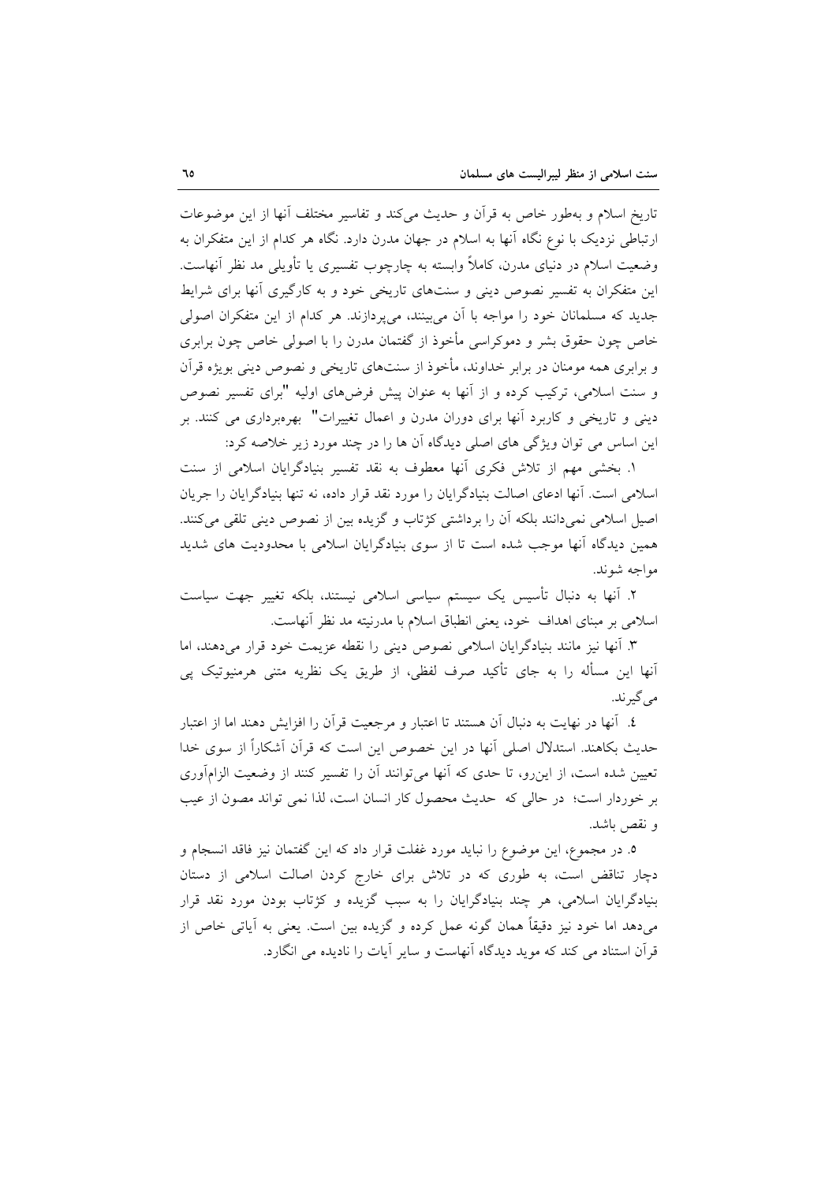تاریخ اسلام و به‌طور خاص به قرآن و حدیث می‌کند و تفاسیر مختلف آنها از این موضوعات ارتباطی نزدیک با نوع نگاه آنها به اسلام در جهان مدرن دارد. نگاه هر کدام از این متفکران به وضعیت اسلام در دنیای مدرن، کاملاً وابسته به چارچوب تفسیری یا تأویلی مد نظر آنهاست. این متفکران به تفسیر نصوص دینی و سنت‌های تاریخی خود و به کارگیری آنها برای شرایط جدید که مسلمانان خود را مواجه با آن می‌بینند، می‌پردازند. هر کدام از این متفکران اصولی خاص چون حقوق بشر و دموکراسی مأخوذ از گفتمان مدرن را با اصولی خاص چون برابری و برابری همه مومنان در برابر خداوند، مأخوذ از سنت‌های تاریخی و نصوص دینی بویژه قرآن و سنت اسلامی، ترکیب کرده و از آنها به عنوان پیش فرض‌های اولیه "برای تفسیر نصوص دینی و تاریخی و کاربرد آنها برای دوران مدرن و اعمال تغییرات" بهره‌برداری می کنند. بر این اساس می توان ویژگی های اصلی دیدگاه آن ها را در چند مورد زیر خلاصه کرد:

۱. بخشی مهم از تلاش فکری آنها معطوف به نقد تفسیر بنیادگرایان اسلامی از سنت اسلامی است. آنها ادعای اصالت بنیادگرایان را مورد نقد قرار داده، نه تنها بنیادگرایان را جریان اصیل اسلامی نمی‌دانند بلکه آن را برداشتی کژتاب و گزیده بین از نصوص دینی تلقی می‌کنند. همین دیدگاه آنها موجب شده است تا از سوی بنیادگرایان اسلامی با محدودیت های شدید مواجه شوند.

۲. آنها به دنبال تأسیس یک سیستم سیاسی اسلامی نیستند، بلکه تغییر جهت سیاست اسلامی بر مبنای اهداف خود، یعنی انطباق اسلام با مدرنیته مد نظر آنهاست.

۳. آنها نیز مانند بنیادگرایان اسلامی نصوص دینی را نقطه عزیمت خود قرار می‌دهند، اما آنها این مسأله را به جای تأکید صرف لفظی، از طریق یک نظریه متنی هرمنیوتیک پی می‌گیرند.

٤. آنها در نهایت به دنبال آن هستند تا اعتبار و مرجعیت قرآن را افزایش دهند اما از اعتبار حدیث بکاهند. استدلال اصلی آنها در این خصوص این است که قرآن آشکاراً از سوی خدا تعیین شده است، از این‌رو، تا حدی که آنها می‌توانند آن را تفسیر کنند از وضعیت الزام‌آوری بر خوردار است؛ در حالی که حدیث محصول کار انسان است، لذا نمی تواند مصون از عیب و نقص باشد.

٥. در مجموع، این موضوع را نباید مورد غفلت قرار داد که این گفتمان نیز فاقد انسجام و دچار تناقض است، به طوری که در تلاش برای خارج کردن اصالت اسلامی از دستان بنیادگرایان اسلامی، هر چند بنیادگرایان را به سبب گزیده و کژتاب بودن مورد نقد قرار می‌دهد اما خود نیز دقیقاً همان گونه عمل کرده و گزیده بین است. یعنی به آیاتی خاص از قرآن استناد می کند که موید دیدگاه آنهاست و سایر آیات را نادیده می انگارد.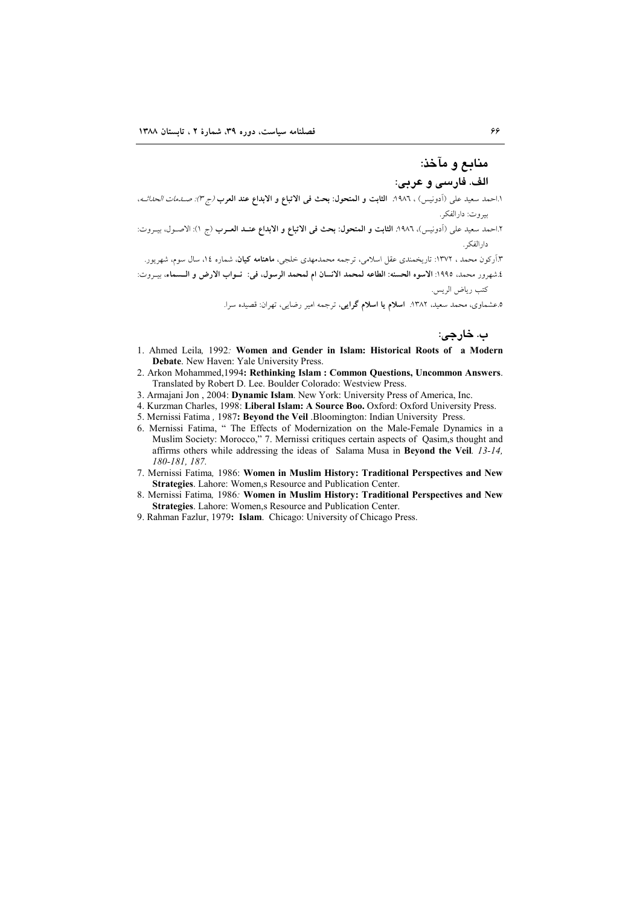## منابع و مآخذ:

### الف. فارسی و عربی:

۱.احمد سعید علی (اَدونیس) ، ۱۹۸٦: **الثابت و المتحول: بحث فی الاتباع و الابداع عند العرب** *(ج ۳): صدمات الحداثه*، بیروت: دارالفکر.

۲.احمد سعید علی (اَدونیس)، ۱۹۸٦: **الثابت و المتحول: بحث فی الاتباع و الابداع عنـد العـرب** (ج ۱): الاصـول، بیـروت: دارالفکر.

۳.آرکون محمد ، ۱۳۷۲: تاریخمندی عقل اسلامی، ترجمه محمدمهدی خلجی، **ماهنامه کیان**، شماره ۱٤، سال سوم، شهریور.

٤.شهرور محمد، ۱۹۹٥: **الاسوه الحسنه: الطاعه لمحمد الانسان ام لمحمد الرسول، فی: نـواب الارض و الـسماء**، بیـروت: کتب ریاض الریس.

٥.عشماوی، محمد سعید، ۱۳۸۲: **اسلام یا اسلام گرایی**، ترجمه امیر رضایی، تهران: قصیده سرا.

### ب. خارجی:

1. Ahmed Leila*, 1992:* **Women and Gender in Islam: Historical Roots of a Modern Debate**. New Haven: Yale University Press.
2. Arkon Mohammed,1994**: Rethinking Islam : Common Questions, Uncommon Answers**. Translated by Robert D. Lee. Boulder Colorado: Westview Press.
3. Armajani Jon , 2004: **Dynamic Islam**. New York: University Press of America, Inc.
4. Kurzman Charles, 1998: **Liberal Islam: A Source Boo.** Oxford: Oxford University Press.
5. Mernissi Fatima *,* 1987**: Beyond the Veil** .Bloomington: Indian University Press.
6. Mernissi Fatima, " The Effects of Modernization on the Male-Female Dynamics in a Muslim Society: Morocco," 7. Mernissi critiques certain aspects of Qasim,s thought and affirms others while addressing the ideas of Salama Musa in **Beyond the Veil***. 13-14, 180-181, 187.*
7. Mernissi Fatima*,* 1986: **Women in Muslim History: Traditional Perspectives and New Strategies**. Lahore: Women,s Resource and Publication Center.
8. Mernissi Fatima*,* 1986*:* **Women in Muslim History: Traditional Perspectives and New Strategies**. Lahore: Women,s Resource and Publication Center.
9. Rahman Fazlur, 1979**: Islam**. Chicago: University of Chicago Press.